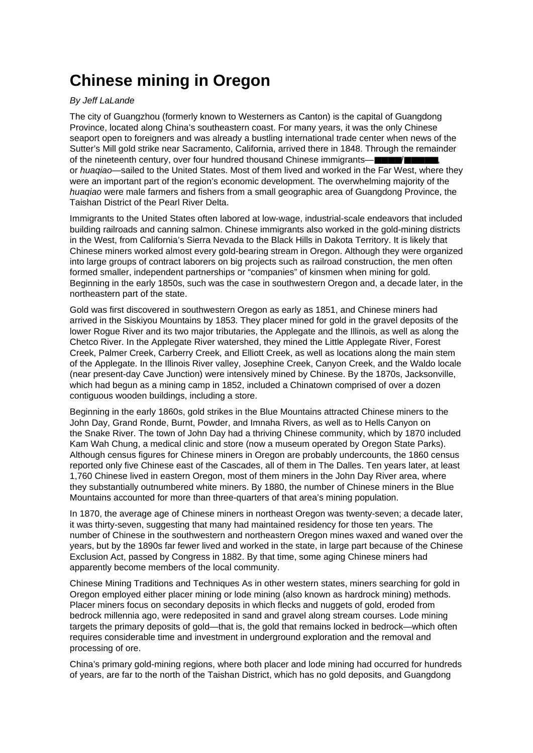# Chinese mining in Oregon

*By Jeff LaLande*

The city of Guangzhou (formerly known to Westerners as Canton) is the capital of Guangdong Province, located along China's southeastern coast. For many years, it was the only Chinese seaport open to foreigners and was already a bustling international trade center when news of the Sutter's Mill gold strike near Sacramento, California, arrived there in 1848. Through the remainder of the nineteenth century, over four hundred thousand Chinese immigrants—■■■■/■■■■■, or *huaqiao*—sailed to the United States. Most of them lived and worked in the Far West, where they were an important part of the region's economic development. The overwhelming majority of the *huaqiao* were male farmers and fishers from a small geographic area of Guangdong Province, the Taishan District of the Pearl River Delta.

Immigrants to the United States often labored at low-wage, industrial-scale endeavors that included building railroads and canning salmon. Chinese immigrants also worked in the gold-mining districts in the West, from California's Sierra Nevada to the Black Hills in Dakota Territory. It is likely that Chinese miners worked almost every gold-bearing stream in Oregon. Although they were organized into large groups of contract laborers on big projects such as railroad construction, the men often formed smaller, independent partnerships or "companies" of kinsmen when mining for gold. Beginning in the early 1850s, such was the case in southwestern Oregon and, a decade later, in the northeastern part of the state.

Gold was first discovered in southwestern Oregon as early as 1851, and Chinese miners had arrived in the Siskiyou Mountains by 1853. They placer mined for gold in the gravel deposits of the lower Rogue River and its two major tributaries, the Applegate and the Illinois, as well as along the Chetco River. In the Applegate River watershed, they mined the Little Applegate River, Forest Creek, Palmer Creek, Carberry Creek, and Elliott Creek, as well as locations along the main stem of the Applegate. In the Illinois River valley, Josephine Creek, Canyon Creek, and the Waldo locale (near present-day Cave Junction) were intensively mined by Chinese. By the 1870s, Jacksonville, which had begun as a mining camp in 1852, included a Chinatown comprised of over a dozen contiguous wooden buildings, including a store.

Beginning in the early 1860s, gold strikes in the Blue Mountains attracted Chinese miners to the John Day, Grand Ronde, Burnt, Powder, and Imnaha Rivers, as well as to Hells Canyon on the Snake River. The town of John Day had a thriving Chinese community, which by 1870 included Kam Wah Chung, a medical clinic and store (now a museum operated by Oregon State Parks). Although census figures for Chinese miners in Oregon are probably undercounts, the 1860 census reported only five Chinese east of the Cascades, all of them in The Dalles. Ten years later, at least 1,760 Chinese lived in eastern Oregon, most of them miners in the John Day River area, where they substantially outnumbered white miners. By 1880, the number of Chinese miners in the Blue Mountains accounted for more than three-quarters of that area's mining population.

In 1870, the average age of Chinese miners in northeast Oregon was twenty-seven; a decade later, it was thirty-seven, suggesting that many had maintained residency for those ten years. The number of Chinese in the southwestern and northeastern Oregon mines waxed and waned over the years, but by the 1890s far fewer lived and worked in the state, in large part because of the Chinese Exclusion Act, passed by Congress in 1882. By that time, some aging Chinese miners had apparently become members of the local community.

Chinese Mining Traditions and Techniques As in other western states, miners searching for gold in Oregon employed either placer mining or lode mining (also known as hardrock mining) methods. Placer miners focus on secondary deposits in which flecks and nuggets of gold, eroded from bedrock millennia ago, were redeposited in sand and gravel along stream courses. Lode mining targets the primary deposits of gold—that is, the gold that remains locked in bedrock—which often requires considerable time and investment in underground exploration and the removal and processing of ore.

China's primary gold-mining regions, where both placer and lode mining had occurred for hundreds of years, are far to the north of the Taishan District, which has no gold deposits, and Guangdong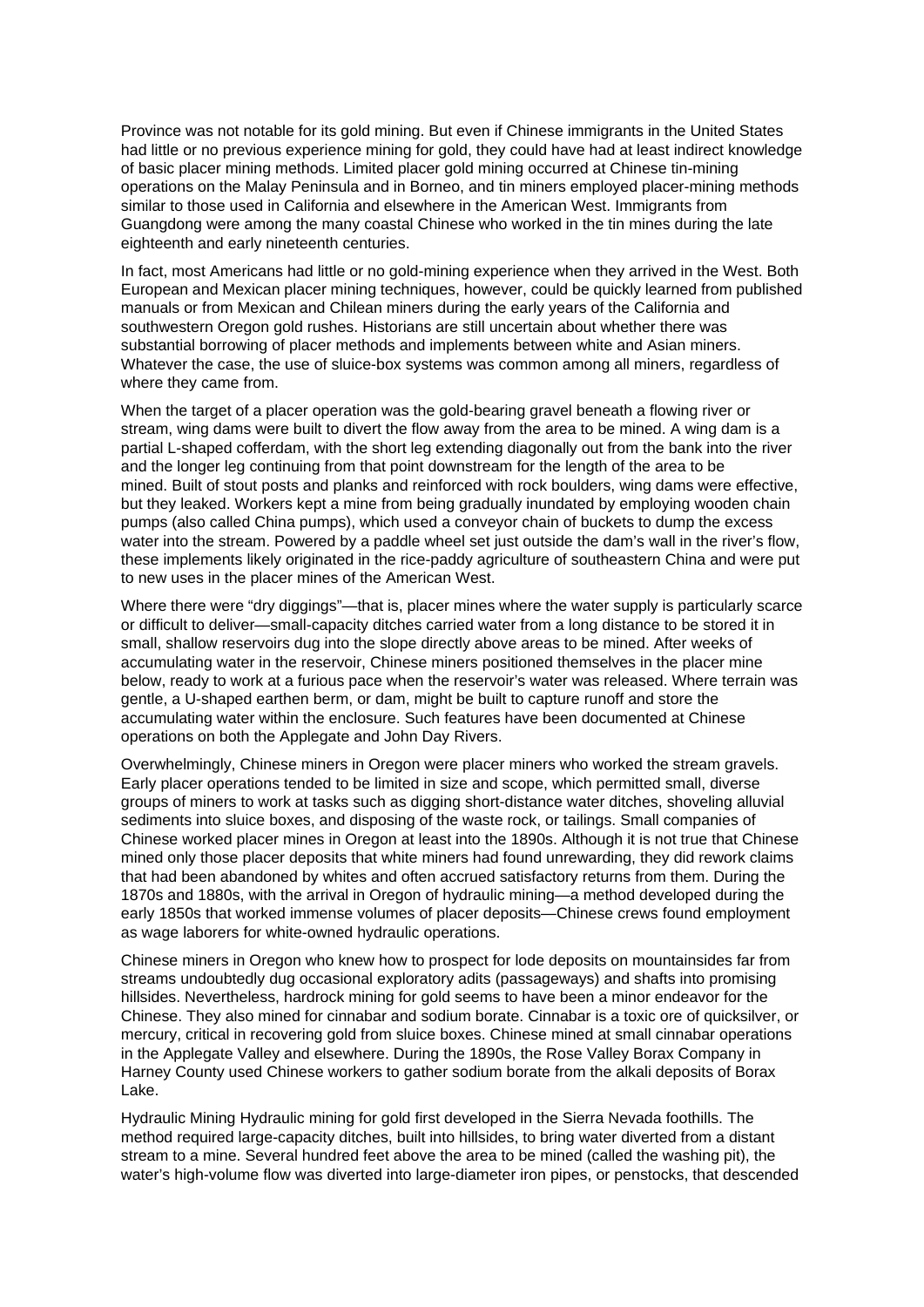Province was not notable for its gold mining. But even if Chinese immigrants in the United States had little or no previous experience mining for gold, they could have had at least indirect knowledge of basic placer mining methods. Limited placer gold mining occurred at Chinese tin-mining operations on the Malay Peninsula and in Borneo, and tin miners employed placer-mining methods similar to those used in California and elsewhere in the American West. Immigrants from Guangdong were among the many coastal Chinese who worked in the tin mines during the late eighteenth and early nineteenth centuries.

In fact, most Americans had little or no gold-mining experience when they arrived in the West. Both European and Mexican placer mining techniques, however, could be quickly learned from published manuals or from Mexican and Chilean miners during the early years of the California and southwestern Oregon gold rushes. Historians are still uncertain about whether there was substantial borrowing of placer methods and implements between white and Asian miners. Whatever the case, the use of sluice-box systems was common among all miners, regardless of where they came from.

When the target of a placer operation was the gold-bearing gravel beneath a flowing river or stream, wing dams were built to divert the flow away from the area to be mined. A wing dam is a partial L-shaped cofferdam, with the short leg extending diagonally out from the bank into the river and the longer leg continuing from that point downstream for the length of the area to be mined. Built of stout posts and planks and reinforced with rock boulders, wing dams were effective, but they leaked. Workers kept a mine from being gradually inundated by employing wooden chain pumps (also called China pumps), which used a conveyor chain of buckets to dump the excess water into the stream. Powered by a paddle wheel set just outside the dam's wall in the river's flow, these implements likely originated in the rice-paddy agriculture of southeastern China and were put to new uses in the placer mines of the American West.

Where there were "dry diggings"—that is, placer mines where the water supply is particularly scarce or difficult to deliver—small-capacity ditches carried water from a long distance to be stored it in small, shallow reservoirs dug into the slope directly above areas to be mined. After weeks of accumulating water in the reservoir, Chinese miners positioned themselves in the placer mine below, ready to work at a furious pace when the reservoir's water was released. Where terrain was gentle, a U-shaped earthen berm, or dam, might be built to capture runoff and store the accumulating water within the enclosure. Such features have been documented at Chinese operations on both the Applegate and John Day Rivers.

Overwhelmingly, Chinese miners in Oregon were placer miners who worked the stream gravels. Early placer operations tended to be limited in size and scope, which permitted small, diverse groups of miners to work at tasks such as digging short-distance water ditches, shoveling alluvial sediments into sluice boxes, and disposing of the waste rock, or tailings. Small companies of Chinese worked placer mines in Oregon at least into the 1890s. Although it is not true that Chinese mined only those placer deposits that white miners had found unrewarding, they did rework claims that had been abandoned by whites and often accrued satisfactory returns from them. During the 1870s and 1880s, with the arrival in Oregon of hydraulic mining—a method developed during the early 1850s that worked immense volumes of placer deposits—Chinese crews found employment as wage laborers for white-owned hydraulic operations.

Chinese miners in Oregon who knew how to prospect for lode deposits on mountainsides far from streams undoubtedly dug occasional exploratory adits (passageways) and shafts into promising hillsides. Nevertheless, hardrock mining for gold seems to have been a minor endeavor for the Chinese. They also mined for cinnabar and sodium borate. Cinnabar is a toxic ore of quicksilver, or mercury, critical in recovering gold from sluice boxes. Chinese mined at small cinnabar operations in the Applegate Valley and elsewhere. During the 1890s, the Rose Valley Borax Company in Harney County used Chinese workers to gather sodium borate from the alkali deposits of Borax Lake.

Hydraulic Mining Hydraulic mining for gold first developed in the Sierra Nevada foothills. The method required large-capacity ditches, built into hillsides, to bring water diverted from a distant stream to a mine. Several hundred feet above the area to be mined (called the washing pit), the water's high-volume flow was diverted into large-diameter iron pipes, or penstocks, that descended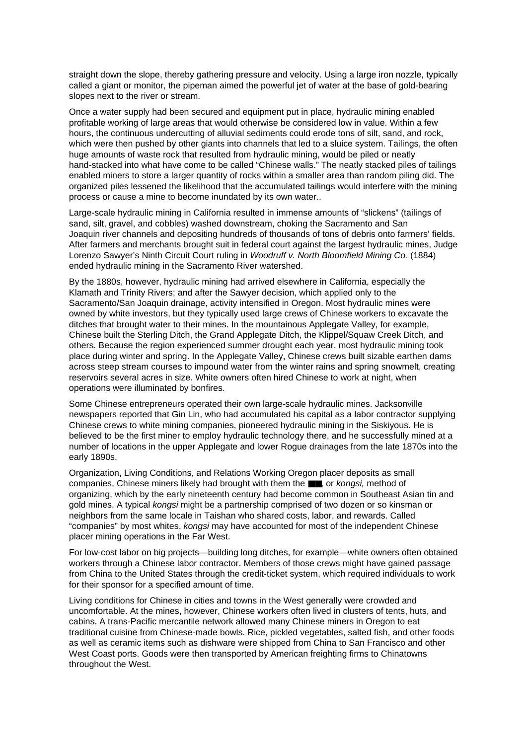straight down the slope, thereby gathering pressure and velocity. Using a large iron nozzle, typically called a giant or monitor, the pipeman aimed the powerful jet of water at the base of gold-bearing slopes next to the river or stream.

Once a water supply had been secured and equipment put in place, hydraulic mining enabled profitable working of large areas that would otherwise be considered low in value. Within a few hours, the continuous undercutting of alluvial sediments could erode tons of silt, sand, and rock, which were then pushed by other giants into channels that led to a sluice system. Tailings, the often huge amounts of waste rock that resulted from hydraulic mining, would be piled or neatly hand-stacked into what have come to be called "Chinese walls." The neatly stacked piles of tailings enabled miners to store a larger quantity of rocks within a smaller area than random piling did. The organized piles lessened the likelihood that the accumulated tailings would interfere with the mining process or cause a mine to become inundated by its own water..

Large-scale hydraulic mining in California resulted in immense amounts of "slickens" (tailings of sand, silt, gravel, and cobbles) washed downstream, choking the Sacramento and San Joaquin river channels and depositing hundreds of thousands of tons of debris onto farmers' fields. After farmers and merchants brought suit in federal court against the largest hydraulic mines, Judge Lorenzo Sawyer's Ninth Circuit Court ruling in *Woodruff v. North Bloomfield Mining Co.* (1884) ended hydraulic mining in the Sacramento River watershed.

By the 1880s, however, hydraulic mining had arrived elsewhere in California, especially the Klamath and Trinity Rivers; and after the Sawyer decision, which applied only to the Sacramento/San Joaquin drainage, activity intensified in Oregon. Most hydraulic mines were owned by white investors, but they typically used large crews of Chinese workers to excavate the ditches that brought water to their mines. In the mountainous Applegate Valley, for example, Chinese built the Sterling Ditch, the Grand Applegate Ditch, the Klippel/Squaw Creek Ditch, and others. Because the region experienced summer drought each year, most hydraulic mining took place during winter and spring. In the Applegate Valley, Chinese crews built sizable earthen dams across steep stream courses to impound water from the winter rains and spring snowmelt, creating reservoirs several acres in size. White owners often hired Chinese to work at night, when operations were illuminated by bonfires.

Some Chinese entrepreneurs operated their own large-scale hydraulic mines. Jacksonville newspapers reported that Gin Lin, who had accumulated his capital as a labor contractor supplying Chinese crews to white mining companies, pioneered hydraulic mining in the Siskiyous. He is believed to be the first miner to employ hydraulic technology there, and he successfully mined at a number of locations in the upper Applegate and lower Rogue drainages from the late 1870s into the early 1890s.

Organization, Living Conditions, and Relations Working Oregon placer deposits as small companies, Chinese miners likely had brought with them the ■■, or *kongsi,* method of organizing, which by the early nineteenth century had become common in Southeast Asian tin and gold mines. A typical *kongsi* might be a partnership comprised of two dozen or so kinsman or neighbors from the same locale in Taishan who shared costs, labor, and rewards. Called "companies" by most whites, *kongsi* may have accounted for most of the independent Chinese placer mining operations in the Far West.

For low-cost labor on big projects—building long ditches, for example—white owners often obtained workers through a Chinese labor contractor. Members of those crews might have gained passage from China to the United States through the credit-ticket system, which required individuals to work for their sponsor for a specified amount of time.

Living conditions for Chinese in cities and towns in the West generally were crowded and uncomfortable. At the mines, however, Chinese workers often lived in clusters of tents, huts, and cabins. A trans-Pacific mercantile network allowed many Chinese miners in Oregon to eat traditional cuisine from Chinese-made bowls. Rice, pickled vegetables, salted fish, and other foods as well as ceramic items such as dishware were shipped from China to San Francisco and other West Coast ports. Goods were then transported by American freighting firms to Chinatowns throughout the West.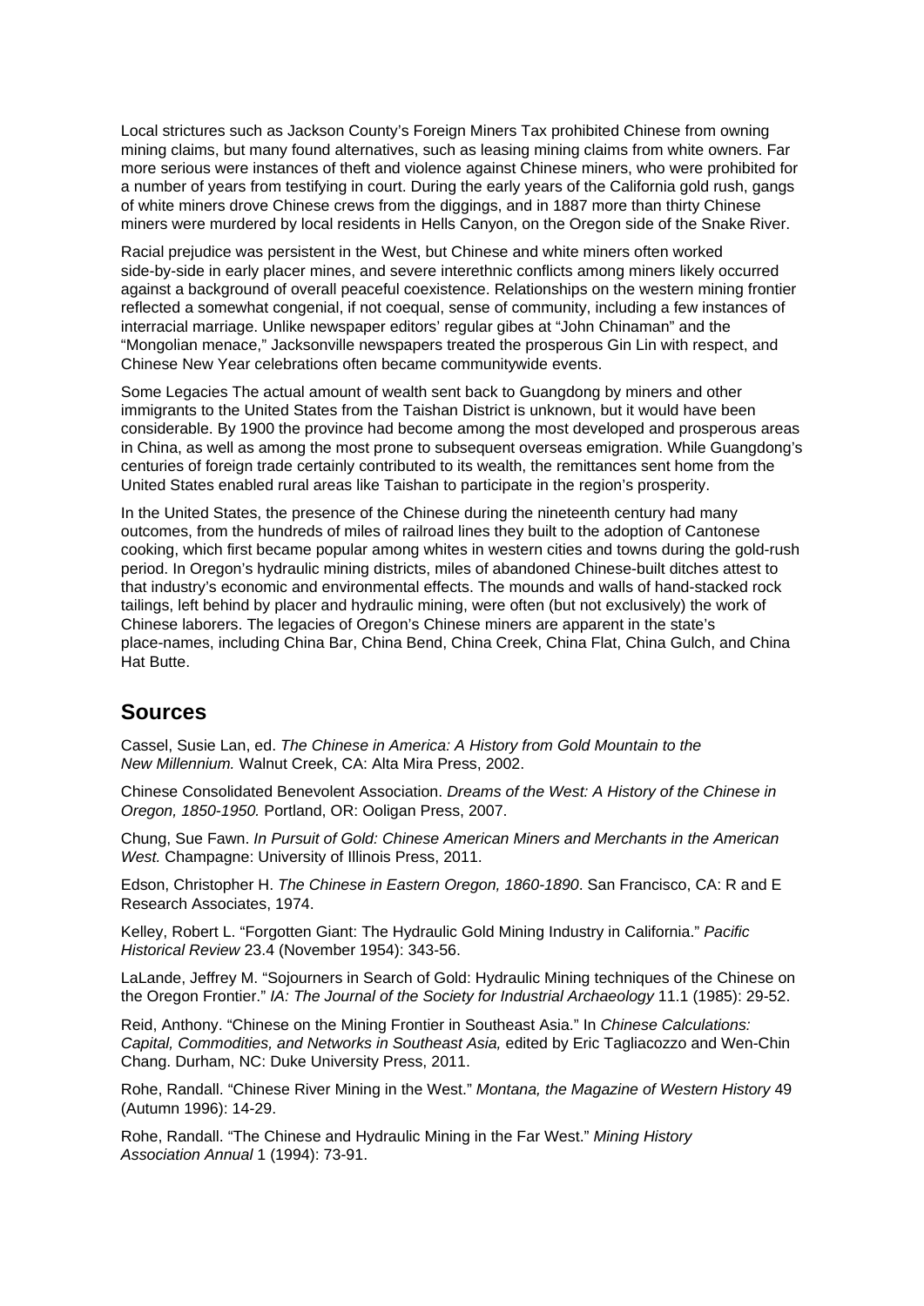Local strictures such as Jackson County's Foreign Miners Tax prohibited Chinese from owning mining claims, but many found alternatives, such as leasing mining claims from white owners. Far more serious were instances of theft and violence against Chinese miners, who were prohibited for a number of years from testifying in court. During the early years of the California gold rush, gangs of white miners drove Chinese crews from the diggings, and in 1887 more than thirty Chinese miners were murdered by local residents in Hells Canyon, on the Oregon side of the Snake River.

Racial prejudice was persistent in the West, but Chinese and white miners often worked side-by-side in early placer mines, and severe interethnic conflicts among miners likely occurred against a background of overall peaceful coexistence. Relationships on the western mining frontier reflected a somewhat congenial, if not coequal, sense of community, including a few instances of interracial marriage. Unlike newspaper editors' regular gibes at "John Chinaman" and the "Mongolian menace," Jacksonville newspapers treated the prosperous Gin Lin with respect, and Chinese New Year celebrations often became communitywide events.

Some Legacies The actual amount of wealth sent back to Guangdong by miners and other immigrants to the United States from the Taishan District is unknown, but it would have been considerable. By 1900 the province had become among the most developed and prosperous areas in China, as well as among the most prone to subsequent overseas emigration. While Guangdong's centuries of foreign trade certainly contributed to its wealth, the remittances sent home from the United States enabled rural areas like Taishan to participate in the region's prosperity.

In the United States, the presence of the Chinese during the nineteenth century had many outcomes, from the hundreds of miles of railroad lines they built to the adoption of Cantonese cooking, which first became popular among whites in western cities and towns during the gold-rush period. In Oregon's hydraulic mining districts, miles of abandoned Chinese-built ditches attest to that industry's economic and environmental effects. The mounds and walls of hand-stacked rock tailings, left behind by placer and hydraulic mining, were often (but not exclusively) the work of Chinese laborers. The legacies of Oregon's Chinese miners are apparent in the state's place-names, including China Bar, China Bend, China Creek, China Flat, China Gulch, and China Hat Butte.

## Sources

Cassel, Susie Lan, ed. *The Chinese in America: A History from Gold Mountain to the New Millennium.* Walnut Creek, CA: Alta Mira Press, 2002.

Chinese Consolidated Benevolent Association. *Dreams of the West: A History of the Chinese in Oregon, 1850-1950.* Portland, OR: Ooligan Press, 2007.

Chung, Sue Fawn. *In Pursuit of Gold: Chinese American Miners and Merchants in the American West.* Champagne: University of Illinois Press, 2011.

Edson, Christopher H. *The Chinese in Eastern Oregon, 1860-1890*. San Francisco, CA: R and E Research Associates, 1974.

Kelley, Robert L. "Forgotten Giant: The Hydraulic Gold Mining Industry in California." *Pacific Historical Review* 23.4 (November 1954): 343-56.

LaLande, Jeffrey M. "Sojourners in Search of Gold: Hydraulic Mining techniques of the Chinese on the Oregon Frontier." *IA: The Journal of the Society for Industrial Archaeology* 11.1 (1985): 29-52.

Reid, Anthony. "Chinese on the Mining Frontier in Southeast Asia." In *Chinese Calculations: Capital, Commodities, and Networks in Southeast Asia,* edited by Eric Tagliacozzo and Wen-Chin Chang. Durham, NC: Duke University Press, 2011.

Rohe, Randall. "Chinese River Mining in the West." *Montana, the Magazine of Western History* 49 (Autumn 1996): 14-29.

Rohe, Randall. "The Chinese and Hydraulic Mining in the Far West." *Mining History Association Annual* 1 (1994): 73-91.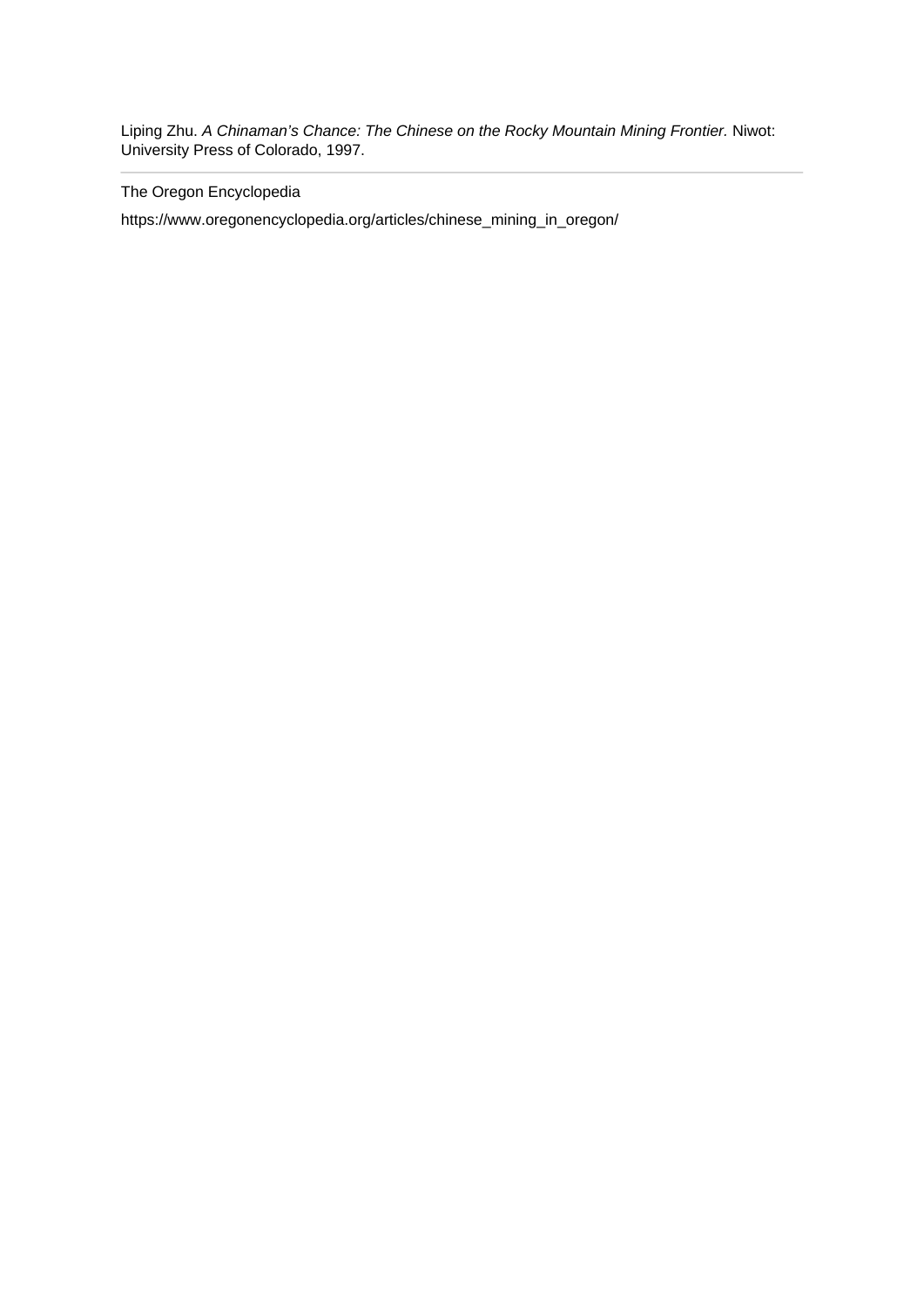Liping Zhu. *A Chinaman's Chance: The Chinese on the Rocky Mountain Mining Frontier.* Niwot: University Press of Colorado, 1997.

---

The Oregon Encyclopedia

https://www.oregonencyclopedia.org/articles/chinese_mining_in_oregon/